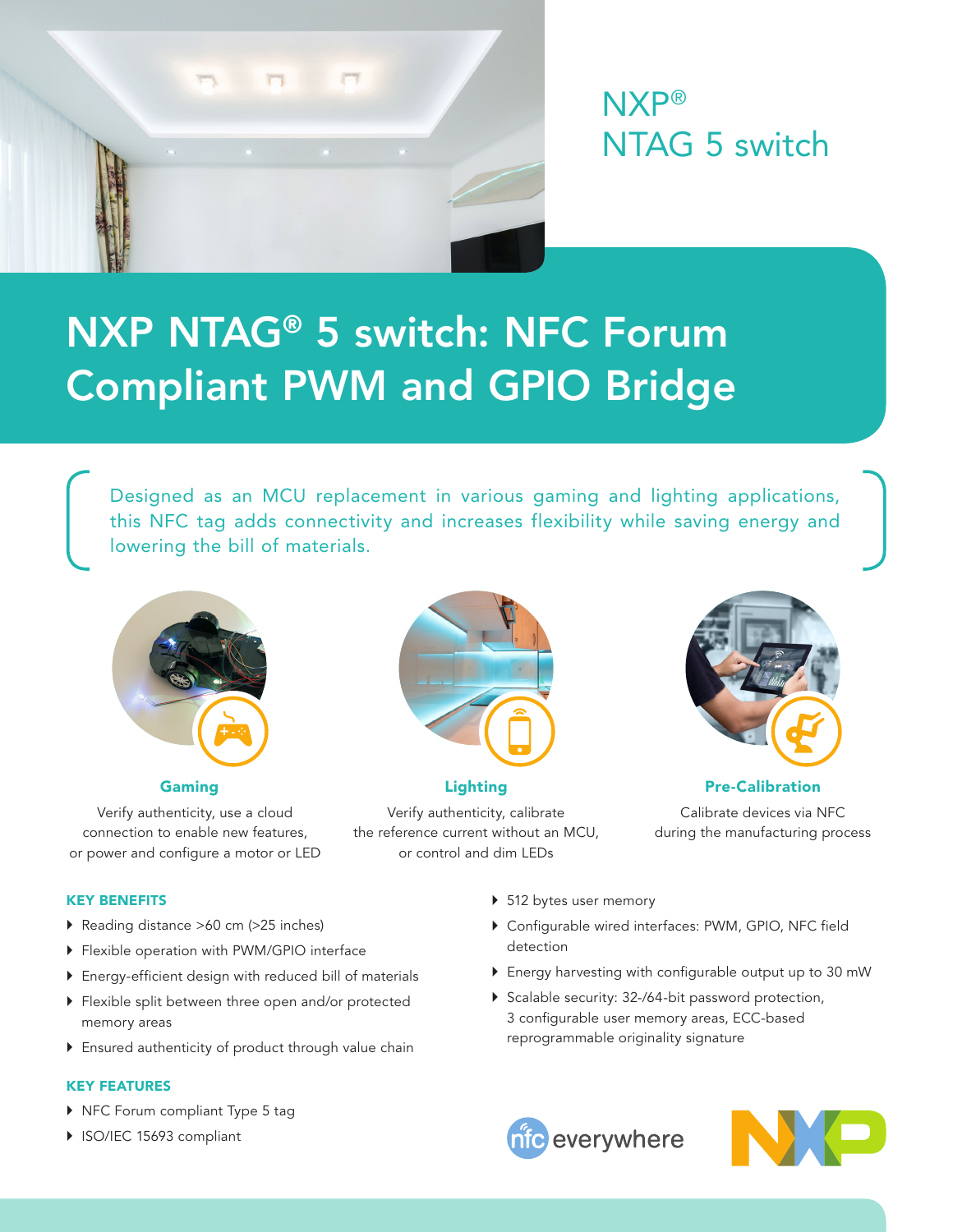NXP®
NTAG 5 switch

# NXP NTAG® 5 switch: NFC Forum Compliant PWM and GPIO Bridge

Designed as an MCU replacement in various gaming and lighting applications, this NFC tag adds connectivity and increases flexibility while saving energy and lowering the bill of materials.

### Gaming

Verify authenticity, use a cloud connection to enable new features, or power and configure a motor or LED

### Lighting

Verify authenticity, calibrate the reference current without an MCU, or control and dim LEDs

### Pre-Calibration

Calibrate devices via NFC during the manufacturing process

## KEY BENEFITS

- Reading distance >60 cm (>25 inches)
- Flexible operation with PWM/GPIO interface
- Energy-efficient design with reduced bill of materials
- Flexible split between three open and/or protected memory areas
- Ensured authenticity of product through value chain

## KEY FEATURES

- NFC Forum compliant Type 5 tag
- ISO/IEC 15693 compliant
- 512 bytes user memory
- Configurable wired interfaces: PWM, GPIO, NFC field detection
- Energy harvesting with configurable output up to 30 mW
- Scalable security: 32-/64-bit password protection, 3 configurable user memory areas, ECC-based reprogrammable originality signature

nfc everywhere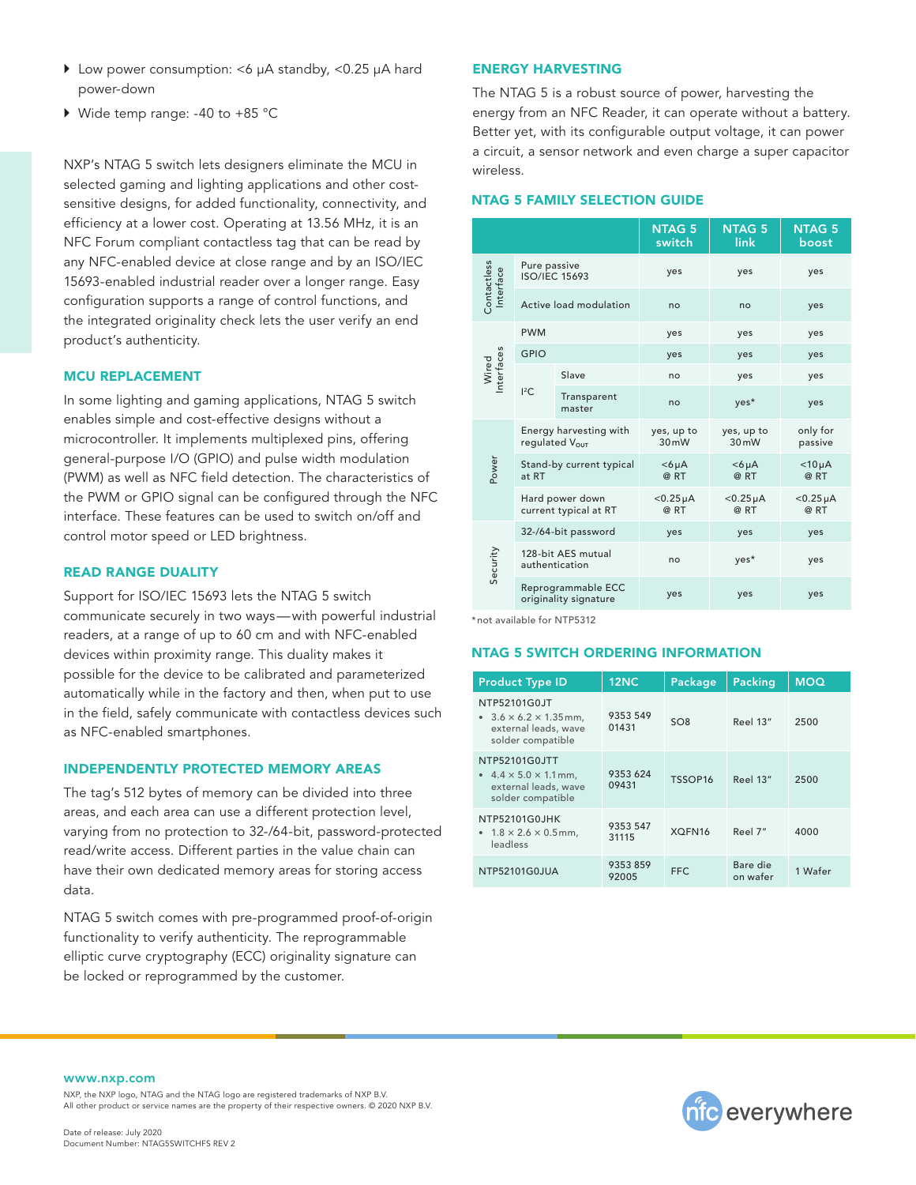- Low power consumption: <6 µA standby, <0.25 µA hard power-down
- Wide temp range: -40 to +85 °C

NXP's NTAG 5 switch lets designers eliminate the MCU in selected gaming and lighting applications and other cost-sensitive designs, for added functionality, connectivity, and efficiency at a lower cost. Operating at 13.56 MHz, it is an NFC Forum compliant contactless tag that can be read by any NFC-enabled device at close range and by an ISO/IEC 15693-enabled industrial reader over a longer range. Easy configuration supports a range of control functions, and the integrated originality check lets the user verify an end product's authenticity.

## MCU REPLACEMENT

In some lighting and gaming applications, NTAG 5 switch enables simple and cost-effective designs without a microcontroller. It implements multiplexed pins, offering general-purpose I/O (GPIO) and pulse width modulation (PWM) as well as NFC field detection. The characteristics of the PWM or GPIO signal can be configured through the NFC interface. These features can be used to switch on/off and control motor speed or LED brightness.

## READ RANGE DUALITY

Support for ISO/IEC 15693 lets the NTAG 5 switch communicate securely in two ways—with powerful industrial readers, at a range of up to 60 cm and with NFC-enabled devices within proximity range. This duality makes it possible for the device to be calibrated and parameterized automatically while in the factory and then, when put to use in the field, safely communicate with contactless devices such as NFC-enabled smartphones.

## INDEPENDENTLY PROTECTED MEMORY AREAS

The tag's 512 bytes of memory can be divided into three areas, and each area can use a different protection level, varying from no protection to 32-/64-bit, password-protected read/write access. Different parties in the value chain can have their own dedicated memory areas for storing access data.

NTAG 5 switch comes with pre-programmed proof-of-origin functionality to verify authenticity. The reprogrammable elliptic curve cryptography (ECC) originality signature can be locked or reprogrammed by the customer.

## ENERGY HARVESTING

The NTAG 5 is a robust source of power, harvesting the energy from an NFC Reader, it can operate without a battery. Better yet, with its configurable output voltage, it can power a circuit, a sensor network and even charge a super capacitor wireless.

## NTAG 5 FAMILY SELECTION GUIDE

| | | | NTAG 5 switch | NTAG 5 link | NTAG 5 boost |
|---|---|---|---|---|---|
| Contactless Interface | Pure passive ISO/IEC 15693 | | yes | yes | yes |
| | Active load modulation | | no | no | yes |
| Wired Interfaces | PWM | | yes | yes | yes |
| | GPIO | | yes | yes | yes |
| | I²C | Slave | no | yes | yes |
| | | Transparent master | no | yes* | yes |
| Power | Energy harvesting with regulated $V_{OUT}$ | | yes, up to 30 mW | yes, up to 30 mW | only for passive |
| | Stand-by current typical at RT | | <6 µA @ RT | <6 µA @ RT | <10 µA @ RT |
| | Hard power down current typical at RT | | <0.25 µA @ RT | <0.25 µA @ RT | <0.25 µA @ RT |
| Security | 32-/64-bit password | | yes | yes | yes |
| | 128-bit AES mutual authentication | | no | yes* | yes |
| | Reprogrammable ECC originality signature | | yes | yes | yes |

*not available for NTP5312

## NTAG 5 SWITCH ORDERING INFORMATION

| Product Type ID | 12NC | Package | Packing | MOQ |
|---|---|---|---|---|
| NTP52101G0JT<br>• 3.6 × 6.2 × 1.35 mm, external leads, wave solder compatible | 9353 549 01431 | SO8 | Reel 13" | 2500 |
| NTP52101G0JTT<br>• 4.4 × 5.0 × 1.1 mm, external leads, wave solder compatible | 9353 624 09431 | TSSOP16 | Reel 13" | 2500 |
| NTP52101G0JHK<br>• 1.8 × 2.6 × 0.5 mm, leadless | 9353 547 31115 | XQFN16 | Reel 7" | 4000 |
| NTP52101G0JUA | 9353 859 92005 | FFC | Bare die on wafer | 1 Wafer |

www.nxp.com

NXP, the NXP logo, NTAG and the NTAG logo are registered trademarks of NXP B.V.
All other product or service names are the property of their respective owners. © 2020 NXP B.V.

Date of release: July 2020
Document Number: NTAG5SWITCHFS REV 2